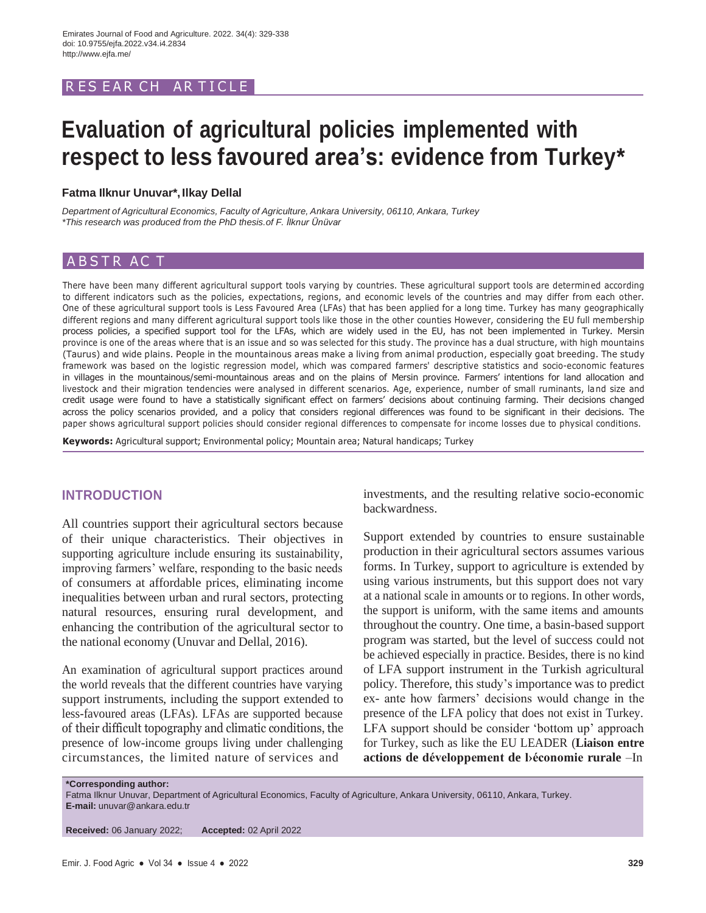RESEARCH ARTICLE

# Evaluation of agricultural policies implemented with respect to less favoured area's: evidence from Turkey*

**Fatma Ilknur Unuvar*, Ilkay Dellal**

*Department of Agricultural Economics, Faculty of Agriculture, Ankara University, 06110, Ankara, Turkey*
*\*This research was produced from the PhD thesis.of F. İlknur Ünüvar*

## ABSTRACT

There have been many different agricultural support tools varying by countries. These agricultural support tools are determined according to different indicators such as the policies, expectations, regions, and economic levels of the countries and may differ from each other. One of these agricultural support tools is Less Favoured Area (LFAs) that has been applied for a long time. Turkey has many geographically different regions and many different agricultural support tools like those in the other counties However, considering the EU full membership process policies, a specified support tool for the LFAs, which are widely used in the EU, has not been implemented in Turkey. Mersin province is one of the areas where that is an issue and so was selected for this study. The province has a dual structure, with high mountains (Taurus) and wide plains. People in the mountainous areas make a living from animal production, especially goat breeding. The study framework was based on the logistic regression model, which was compared farmers' descriptive statistics and socio-economic features in villages in the mountainous/semi-mountainous areas and on the plains of Mersin province. Farmers' intentions for land allocation and livestock and their migration tendencies were analysed in different scenarios. Age, experience, number of small ruminants, land size and credit usage were found to have a statistically significant effect on farmers' decisions about continuing farming. Their decisions changed across the policy scenarios provided, and a policy that considers regional differences was found to be significant in their decisions. The paper shows agricultural support policies should consider regional differences to compensate for income losses due to physical conditions.

**Keywords:** Agricultural support; Environmental policy; Mountain area; Natural handicaps; Turkey

## INTRODUCTION

All countries support their agricultural sectors because of their unique characteristics. Their objectives in supporting agriculture include ensuring its sustainability, improving farmers' welfare, responding to the basic needs of consumers at affordable prices, eliminating income inequalities between urban and rural sectors, protecting natural resources, ensuring rural development, and enhancing the contribution of the agricultural sector to the national economy (Unuvar and Dellal, 2016).

An examination of agricultural support practices around the world reveals that the different countries have varying support instruments, including the support extended to less-favoured areas (LFAs). LFAs are supported because of their difficult topography and climatic conditions, the presence of low-income groups living under challenging circumstances, the limited nature of services and investments, and the resulting relative socio-economic backwardness.

Support extended by countries to ensure sustainable production in their agricultural sectors assumes various forms. In Turkey, support to agriculture is extended by using various instruments, but this support does not vary at a national scale in amounts or to regions. In other words, the support is uniform, with the same items and amounts throughout the country. One time, a basin-based support program was started, but the level of success could not be achieved especially in practice. Besides, there is no kind of LFA support instrument in the Turkish agricultural policy. Therefore, this study's importance was to predict ex- ante how farmers' decisions would change in the presence of the LFA policy that does not exist in Turkey. LFA support should be consider 'bottom up' approach for Turkey, such as like the EU LEADER (**Liaison entre actions de développement de l›économie rurale** –In

**\*Corresponding author:**
Fatma Ilknur Unuvar, Department of Agricultural Economics, Faculty of Agriculture, Ankara University, 06110, Ankara, Turkey.
**E-mail:** unuvar@ankara.edu.tr

**Received:** 06 January 2022; **Accepted:** 02 April 2022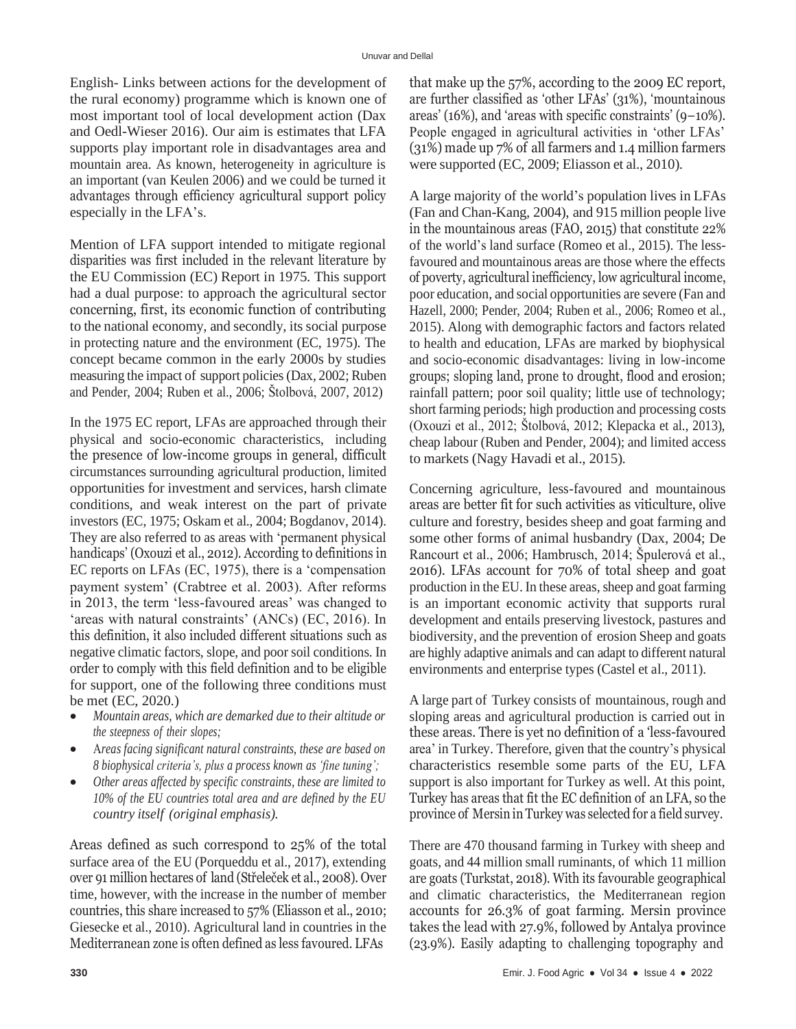English- Links between actions for the development of the rural economy) programme which is known one of most important tool of local development action (Dax and Oedl-Wieser 2016). Our aim is estimates that LFA supports play important role in disadvantages area and mountain area. As known, heterogeneity in agriculture is an important (van Keulen 2006) and we could be turned it advantages through efficiency agricultural support policy especially in the LFA's.

Mention of LFA support intended to mitigate regional disparities was first included in the relevant literature by the EU Commission (EC) Report in 1975. This support had a dual purpose: to approach the agricultural sector concerning, first, its economic function of contributing to the national economy, and secondly, its social purpose in protecting nature and the environment (EC, 1975). The concept became common in the early 2000s by studies measuring the impact of support policies (Dax, 2002; Ruben and Pender, 2004; Ruben et al., 2006; Štolbová, 2007, 2012)

In the 1975 EC report, LFAs are approached through their physical and socio-economic characteristics, including the presence of low-income groups in general, difficult circumstances surrounding agricultural production, limited opportunities for investment and services, harsh climate conditions, and weak interest on the part of private investors (EC, 1975; Oskam et al., 2004; Bogdanov, 2014). They are also referred to as areas with 'permanent physical handicaps' (Oxouzi et al., 2012). According to definitions in EC reports on LFAs (EC, 1975), there is a 'compensation payment system' (Crabtree et al. 2003). After reforms in 2013, the term 'less-favoured areas' was changed to 'areas with natural constraints' (ANCs) (EC, 2016). In this definition, it also included different situations such as negative climatic factors, slope, and poor soil conditions. In order to comply with this field definition and to be eligible for support, one of the following three conditions must be met (EC, 2020.)

- *Mountain areas, which are demarked due to their altitude or the steepness of their slopes;*
- *Areas facing significant natural constraints, these are based on 8 biophysical criteria's, plus a process known as 'fine tuning';*
- *Other areas affected by specific constraints, these are limited to 10% of the EU countries total area and are defined by the EU country itself (original emphasis).*

Areas defined as such correspond to 25% of the total surface area of the EU (Porqueddu et al., 2017), extending over 91 million hectares of land (Střeleček et al., 2008). Over time, however, with the increase in the number of member countries, this share increased to 57% (Eliasson et al., 2010; Giesecke et al., 2010). Agricultural land in countries in the Mediterranean zone is often defined as less favoured. LFAs that make up the 57%, according to the 2009 EC report, are further classified as 'other LFAs' (31%), 'mountainous areas' (16%), and 'areas with specific constraints' (9–10%). People engaged in agricultural activities in 'other LFAs' (31%) made up 7% of all farmers and 1.4 million farmers were supported (EC, 2009; Eliasson et al., 2010).

A large majority of the world's population lives in LFAs (Fan and Chan-Kang, 2004), and 915 million people live in the mountainous areas (FAO, 2015) that constitute 22% of the world's land surface (Romeo et al., 2015). The less-favoured and mountainous areas are those where the effects of poverty, agricultural inefficiency, low agricultural income, poor education, and social opportunities are severe (Fan and Hazell, 2000; Pender, 2004; Ruben et al., 2006; Romeo et al., 2015). Along with demographic factors and factors related to health and education, LFAs are marked by biophysical and socio-economic disadvantages: living in low-income groups; sloping land, prone to drought, flood and erosion; rainfall pattern; poor soil quality; little use of technology; short farming periods; high production and processing costs (Oxouzi et al., 2012; Štolbová, 2012; Klepacka et al., 2013), cheap labour (Ruben and Pender, 2004); and limited access to markets (Nagy Havadi et al., 2015).

Concerning agriculture, less-favoured and mountainous areas are better fit for such activities as viticulture, olive culture and forestry, besides sheep and goat farming and some other forms of animal husbandry (Dax, 2004; De Rancourt et al., 2006; Hambrusch, 2014; Špulerová et al., 2016). LFAs account for 70% of total sheep and goat production in the EU. In these areas, sheep and goat farming is an important economic activity that supports rural development and entails preserving livestock, pastures and biodiversity, and the prevention of erosion Sheep and goats are highly adaptive animals and can adapt to different natural environments and enterprise types (Castel et al., 2011).

A large part of Turkey consists of mountainous, rough and sloping areas and agricultural production is carried out in these areas. There is yet no definition of a 'less-favoured area' in Turkey. Therefore, given that the country's physical characteristics resemble some parts of the EU, LFA support is also important for Turkey as well. At this point, Turkey has areas that fit the EC definition of an LFA, so the province of Mersin in Turkey was selected for a field survey.

There are 470 thousand farming in Turkey with sheep and goats, and 44 million small ruminants, of which 11 million are goats (Turkstat, 2018). With its favourable geographical and climatic characteristics, the Mediterranean region accounts for 26.3% of goat farming. Mersin province takes the lead with 27.9%, followed by Antalya province (23.9%). Easily adapting to challenging topography and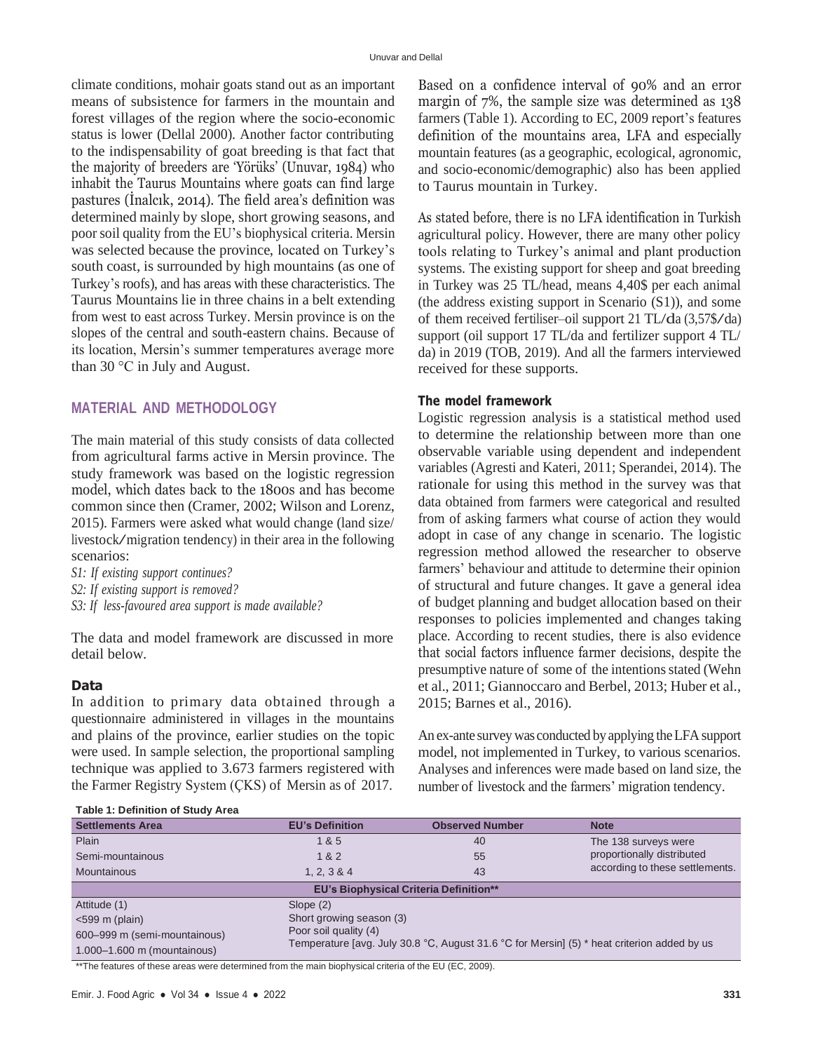climate conditions, mohair goats stand out as an important means of subsistence for farmers in the mountain and forest villages of the region where the socio-economic status is lower (Dellal 2000). Another factor contributing to the indispensability of goat breeding is that fact that the majority of breeders are 'Yörüks' (Unuvar, 1984) who inhabit the Taurus Mountains where goats can find large pastures (İnalcık, 2014). The field area's definition was determined mainly by slope, short growing seasons, and poor soil quality from the EU's biophysical criteria. Mersin was selected because the province, located on Turkey's south coast, is surrounded by high mountains (as one of Turkey's roofs), and has areas with these characteristics. The Taurus Mountains lie in three chains in a belt extending from west to east across Turkey. Mersin province is on the slopes of the central and south-eastern chains. Because of its location, Mersin's summer temperatures average more than 30 °C in July and August.

## MATERIAL AND METHODOLOGY

The main material of this study consists of data collected from agricultural farms active in Mersin province. The study framework was based on the logistic regression model, which dates back to the 1800s and has become common since then (Cramer, 2002; Wilson and Lorenz, 2015). Farmers were asked what would change (land size/livestock/migration tendency) in their area in the following scenarios:

*S1: If existing support continues?*
*S2: If existing support is removed?*
*S3: If less-favoured area support is made available?*

The data and model framework are discussed in more detail below.

### Data

In addition to primary data obtained through a questionnaire administered in villages in the mountains and plains of the province, earlier studies on the topic were used. In sample selection, the proportional sampling technique was applied to 3.673 farmers registered with the Farmer Registry System (ÇKS) of Mersin as of 2017. Based on a confidence interval of 90% and an error margin of 7%, the sample size was determined as 138 farmers (Table 1). According to EC, 2009 report's features definition of the mountains area, LFA and especially mountain features (as a geographic, ecological, agronomic, and socio-economic/demographic) also has been applied to Taurus mountain in Turkey.

As stated before, there is no LFA identification in Turkish agricultural policy. However, there are many other policy tools relating to Turkey's animal and plant production systems. The existing support for sheep and goat breeding in Turkey was 25 TL/head, means 4,40$ per each animal (the address existing support in Scenario (S1)), and some of them received fertiliser–oil support 21 TL/da (3,57$/da) support (oil support 17 TL/da and fertilizer support 4 TL/da) in 2019 (TOB, 2019). And all the farmers interviewed received for these supports.

### The model framework

Logistic regression analysis is a statistical method used to determine the relationship between more than one observable variable using dependent and independent variables (Agresti and Kateri, 2011; Sperandei, 2014). The rationale for using this method in the survey was that data obtained from farmers were categorical and resulted from of asking farmers what course of action they would adopt in case of any change in scenario. The logistic regression method allowed the researcher to observe farmers' behaviour and attitude to determine their opinion of structural and future changes. It gave a general idea of budget planning and budget allocation based on their responses to policies implemented and changes taking place. According to recent studies, there is also evidence that social factors influence farmer decisions, despite the presumptive nature of some of the intentions stated (Wehn et al., 2011; Giannoccaro and Berbel, 2013; Huber et al., 2015; Barnes et al., 2016).

An ex-ante survey was conducted by applying the LFA support model, not implemented in Turkey, to various scenarios. Analyses and inferences were made based on land size, the number of livestock and the farmers' migration tendency.

**Table 1: Definition of Study Area**

| Settlements Area | EU's Definition | Observed Number | Note |
|---|---|---|---|
| Plain | 1 & 5 | 40 | The 138 surveys were proportionally distributed according to these settlements. |
| Semi-mountainous | 1 & 2 | 55 | |
| Mountainous | 1, 2, 3 & 4 | 43 | |
| **EU's Biophysical Criteria Definition\*\*** | | | |
| Attitude (1)<br><599 m (plain)<br>600–999 m (semi-mountainous)<br>1.000–1.600 m (mountainous) | Slope (2)<br>Short growing season (3)<br>Poor soil quality (4)<br>Temperature [avg. July 30.8 °C, August 31.6 °C for Mersin] (5) * heat criterion added by us | | |

\*\*The features of these areas were determined from the main biophysical criteria of the EU (EC, 2009).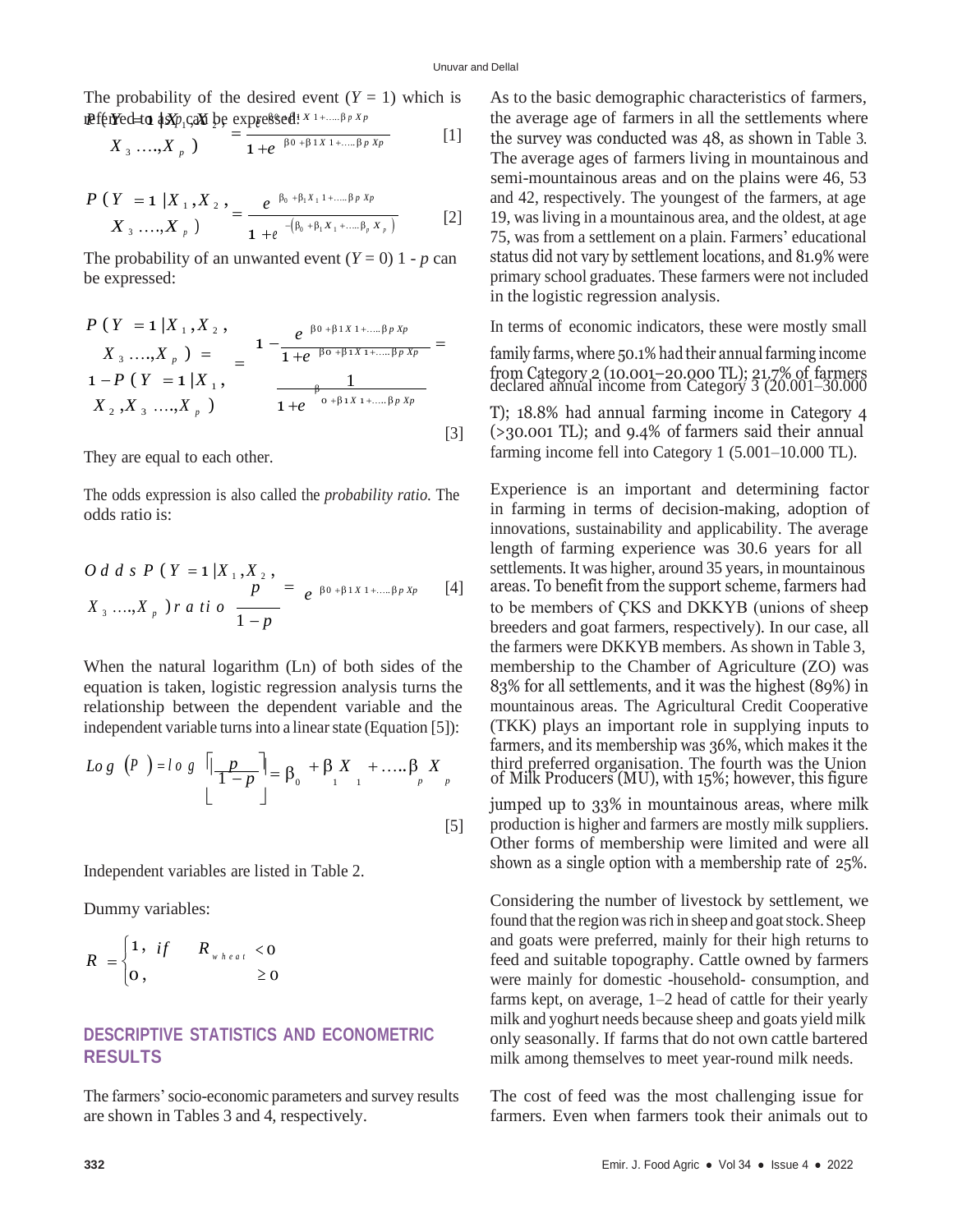The probability of the desired event ($Y = 1$) which is referred to as $p$, can be expressed:

$$P(Y=1|X_1,X_2,X_3....,X_p) = \frac{e^{\beta_0+\beta_1X_1+.....\beta_pX_p}}{1+e^{\beta_0+\beta_1X_1+.....\beta_pX_p}} \quad [1]$$

$$P(Y=1|X_1,X_2,X_3....,X_p) = \frac{e^{\beta_0+\beta_1X_1+.....\beta_pX_p}}{1+e^{-(\beta_0+\beta_1X_1+.....\beta_pX_p)}} \quad [2]$$

The probability of an unwanted event ($Y = 0$) $1 - p$ can be expressed:

$$P(Y=1|X_1,X_2,X_3....,X_p) = 1-P(Y=1|X_1,X_2,X_3....,X_p) = 1-\frac{e^{\beta_0+\beta_1X_1+.....\beta_pX_p}}{1+e^{\beta_0+\beta_1X_1+.....\beta_pX_p}} = \frac{1}{1+e^{\beta_0+\beta_1X_1+.....\beta_pX_p}} \quad [3]$$

They are equal to each other.

The odds expression is also called the *probability ratio.* The odds ratio is:

$$Odds\ P(Y=1|X_1,X_2,X_3....,X_p)\ ratio\ \frac{p}{1-p} = e^{\beta_0+\beta_1X_1+.....\beta_pX_p} \quad [4]$$

When the natural logarithm (Ln) of both sides of the equation is taken, logistic regression analysis turns the relationship between the dependent variable and the independent variable turns into a linear state (Equation [5]):

$$Log(P) = log\left[\frac{p}{1-p}\right] = \beta_0 + \beta_1X_1 + .....\beta_pX_p \quad [5]$$

Independent variables are listed in Table 2.

Dummy variables:

$$R = \begin{cases} 1, & if \quad R_{wheat} < 0 \\ 0, & \geq 0 \end{cases}$$

## DESCRIPTIVE STATISTICS AND ECONOMETRIC RESULTS

The farmers' socio-economic parameters and survey results are shown in Tables 3 and 4, respectively.

As to the basic demographic characteristics of farmers, the average age of farmers in all the settlements where the survey was conducted was 48, as shown in Table 3. The average ages of farmers living in mountainous and semi-mountainous areas and on the plains were 46, 53 and 42, respectively. The youngest of the farmers, at age 19, was living in a mountainous area, and the oldest, at age 75, was from a settlement on a plain. Farmers' educational status did not vary by settlement locations, and 81.9% were primary school graduates. These farmers were not included in the logistic regression analysis.

In terms of economic indicators, these were mostly small family farms, where 50.1% had their annual farming income from Category 2 (10.001–20.000 TL); 21.7% of farmers declared annual income from Category 3 (20.001–30.000 T); 18.8% had annual farming income in Category 4 (>30.001 TL); and 9.4% of farmers said their annual farming income fell into Category 1 (5.001–10.000 TL).

Experience is an important and determining factor in farming in terms of decision-making, adoption of innovations, sustainability and applicability. The average length of farming experience was 30.6 years for all settlements. It was higher, around 35 years, in mountainous areas. To benefit from the support scheme, farmers had to be members of ÇKS and DKKYB (unions of sheep breeders and goat farmers, respectively). In our case, all the farmers were DKKYB members. As shown in Table 3, membership to the Chamber of Agriculture (ZO) was 83% for all settlements, and it was the highest (89%) in mountainous areas. The Agricultural Credit Cooperative (TKK) plays an important role in supplying inputs to farmers, and its membership was 36%, which makes it the third preferred organisation. The fourth was the Union of Milk Producers (MU), with 15%; however, this figure jumped up to 33% in mountainous areas, where milk production is higher and farmers are mostly milk suppliers. Other forms of membership were limited and were all shown as a single option with a membership rate of 25%.

Considering the number of livestock by settlement, we found that the region was rich in sheep and goat stock. Sheep and goats were preferred, mainly for their high returns to feed and suitable topography. Cattle owned by farmers were mainly for domestic -household- consumption, and farms kept, on average, 1–2 head of cattle for their yearly milk and yoghurt needs because sheep and goats yield milk only seasonally. If farms that do not own cattle bartered milk among themselves to meet year-round milk needs.

The cost of feed was the most challenging issue for farmers. Even when farmers took their animals out to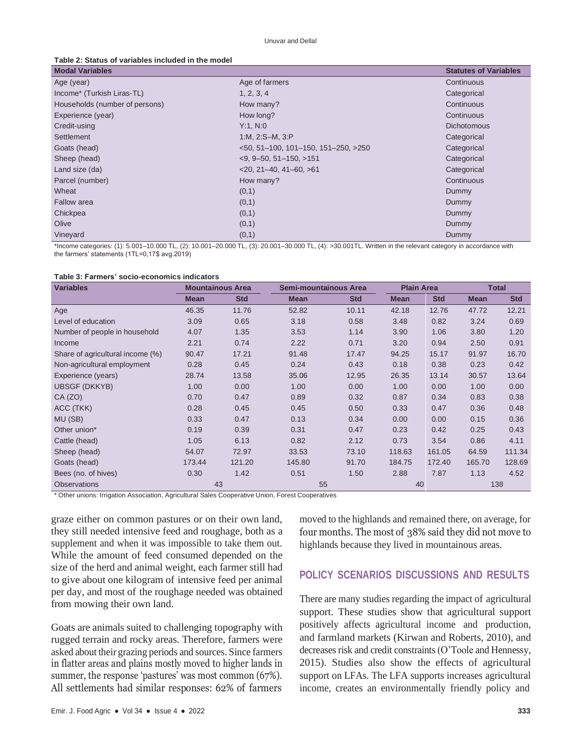**Table 2: Status of variables included in the model**

| Modal Variables | | Statutes of Variables |
|---|---|---|
| Age (year) | Age of farmers | Continuous |
| Income* (Turkish Liras-TL) | 1, 2, 3, 4 | Categorical |
| Households (number of persons) | How many? | Continuous |
| Experience (year) | How long? | Continuous |
| Credit-using | Y:1, N:0 | Dichotomous |
| Settlement | 1:M, 2:S–M, 3:P | Categorical |
| Goats (head) | <50, 51–100, 101–150, 151–250, >250 | Categorical |
| Sheep (head) | <9, 9–50, 51–150, >151 | Categorical |
| Land size (da) | <20, 21–40, 41–60, >61 | Categorical |
| Parcel (number) | How many? | Continuous |
| Wheat | (0,1) | Dummy |
| Fallow area | (0,1) | Dummy |
| Chickpea | (0,1) | Dummy |
| Olive | (0,1) | Dummy |
| Vineyard | (0,1) | Dummy |

*Income categories: (1): 5.001–10.000 TL, (2): 10.001–20.000 TL, (3): 20.001–30.000 TL, (4): >30.001TL. Written in the relevant category in accordance with the farmers' statements (1TL=0,17$ avg.2019)

**Table 3: Farmers' socio-economics indicators**

| Variables | Mountainous Area | | Semi-mountainous Area | | Plain Area | | Total | |
|---|---|---|---|---|---|---|---|---|
| | Mean | Std | Mean | Std | Mean | Std | Mean | Std |
| Age | 46.35 | 11.76 | 52.82 | 10.11 | 42.18 | 12.76 | 47.72 | 12.21 |
| Level of education | 3.09 | 0.65 | 3.18 | 0.58 | 3.48 | 0.82 | 3.24 | 0.69 |
| Number of people in household | 4.07 | 1.35 | 3.53 | 1.14 | 3.90 | 1.06 | 3.80 | 1.20 |
| Income | 2.21 | 0.74 | 2.22 | 0.71 | 3.20 | 0.94 | 2.50 | 0.91 |
| Share of agricultural income (%) | 90.47 | 17.21 | 91.48 | 17.47 | 94.25 | 15.17 | 91.97 | 16.70 |
| Non-agricultural employment | 0.28 | 0.45 | 0.24 | 0.43 | 0.18 | 0.38 | 0.23 | 0.42 |
| Experience (years) | 28.74 | 13.58 | 35.06 | 12.95 | 26.35 | 13.14 | 30.57 | 13.64 |
| UBSGF (DKKYB) | 1.00 | 0.00 | 1.00 | 0.00 | 1.00 | 0.00 | 1.00 | 0.00 |
| CA (ZO) | 0.70 | 0.47 | 0.89 | 0.32 | 0.87 | 0.34 | 0.83 | 0.38 |
| ACC (TKK) | 0.28 | 0.45 | 0.45 | 0.50 | 0.33 | 0.47 | 0.36 | 0.48 |
| MU (SB) | 0.33 | 0.47 | 0.13 | 0.34 | 0.00 | 0.00 | 0.15 | 0.36 |
| Other union* | 0.19 | 0.39 | 0.31 | 0.47 | 0.23 | 0.42 | 0.25 | 0.43 |
| Cattle (head) | 1.05 | 6.13 | 0.82 | 2.12 | 0.73 | 3.54 | 0.86 | 4.11 |
| Sheep (head) | 54.07 | 72.97 | 33.53 | 73.10 | 118.63 | 161.05 | 64.59 | 111.34 |
| Goats (head) | 173.44 | 121.20 | 145.80 | 91.70 | 184.75 | 172.40 | 165.70 | 128.69 |
| Bees (no. of hives) | 0.30 | 1.42 | 0.51 | 1.50 | 2.88 | 7.87 | 1.13 | 4.52 |
| Observations | 43 | | 55 | | 40 | | 138 | |

\* Other unions: Irrigation Association, Agricultural Sales Cooperative Union, Forest Cooperatives

graze either on common pastures or on their own land, they still needed intensive feed and roughage, both as a supplement and when it was impossible to take them out. While the amount of feed consumed depended on the size of the herd and animal weight, each farmer still had to give about one kilogram of intensive feed per animal per day, and most of the roughage needed was obtained from mowing their own land.

Goats are animals suited to challenging topography with rugged terrain and rocky areas. Therefore, farmers were asked about their grazing periods and sources. Since farmers in flatter areas and plains mostly moved to higher lands in summer, the response 'pastures' was most common (67%). All settlements had similar responses: 62% of farmers moved to the highlands and remained there, on average, for four months. The most of 38% said they did not move to highlands because they lived in mountainous areas.

## POLICY SCENARIOS DISCUSSIONS AND RESULTS

There are many studies regarding the impact of agricultural support. These studies show that agricultural support positively affects agricultural income and production, and farmland markets (Kirwan and Roberts, 2010), and decreases risk and credit constraints (O'Toole and Hennessy, 2015). Studies also show the effects of agricultural support on LFAs. The LFA supports increases agricultural income, creates an environmentally friendly policy and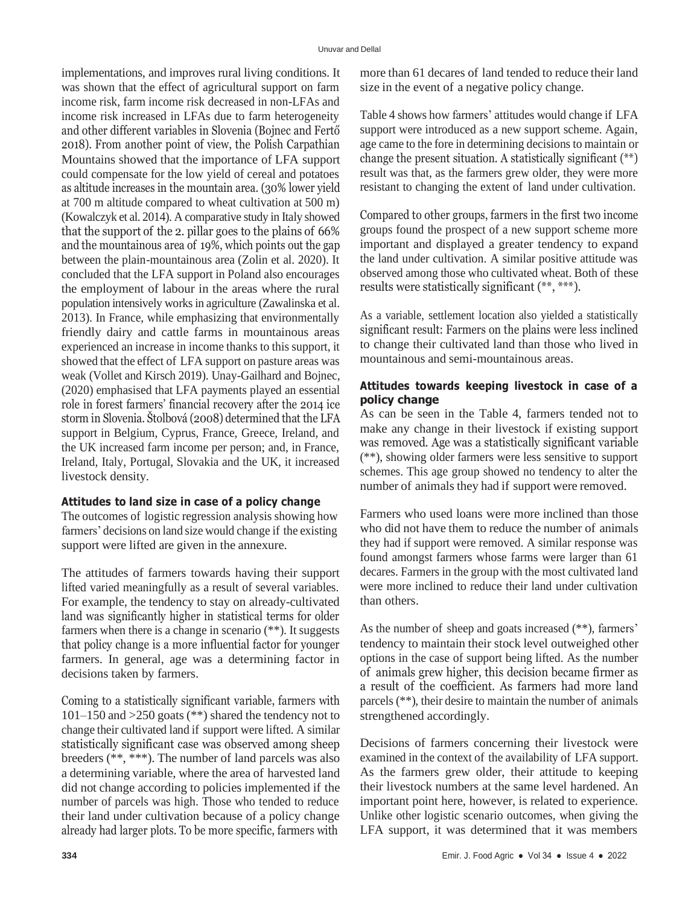implementations, and improves rural living conditions. It was shown that the effect of agricultural support on farm income risk, farm income risk decreased in non-LFAs and income risk increased in LFAs due to farm heterogeneity and other different variables in Slovenia (Bojnec and Fertő 2018). From another point of view, the Polish Carpathian Mountains showed that the importance of LFA support could compensate for the low yield of cereal and potatoes as altitude increases in the mountain area. (30% lower yield at 700 m altitude compared to wheat cultivation at 500 m) (Kowalczyk et al. 2014). A comparative study in Italy showed that the support of the 2. pillar goes to the plains of 66% and the mountainous area of 19%, which points out the gap between the plain-mountainous area (Zolin et al. 2020). It concluded that the LFA support in Poland also encourages the employment of labour in the areas where the rural population intensively works in agriculture (Zawalinska et al. 2013). In France, while emphasizing that environmentally friendly dairy and cattle farms in mountainous areas experienced an increase in income thanks to this support, it showed that the effect of LFA support on pasture areas was weak (Vollet and Kirsch 2019). Unay-Gailhard and Bojnec, (2020) emphasised that LFA payments played an essential role in forest farmers' financial recovery after the 2014 ice storm in Slovenia. Štolbová (2008) determined that the LFA support in Belgium, Cyprus, France, Greece, Ireland, and the UK increased farm income per person; and, in France, Ireland, Italy, Portugal, Slovakia and the UK, it increased livestock density.

### Attitudes to land size in case of a policy change

The outcomes of logistic regression analysis showing how farmers' decisions on land size would change if the existing support were lifted are given in the annexure.

The attitudes of farmers towards having their support lifted varied meaningfully as a result of several variables. For example, the tendency to stay on already-cultivated land was significantly higher in statistical terms for older farmers when there is a change in scenario (**). It suggests that policy change is a more influential factor for younger farmers. In general, age was a determining factor in decisions taken by farmers.

Coming to a statistically significant variable, farmers with 101–150 and >250 goats (**) shared the tendency not to change their cultivated land if support were lifted. A similar statistically significant case was observed among sheep breeders (**, ***). The number of land parcels was also a determining variable, where the area of harvested land did not change according to policies implemented if the number of parcels was high. Those who tended to reduce their land under cultivation because of a policy change already had larger plots. To be more specific, farmers with more than 61 decares of land tended to reduce their land size in the event of a negative policy change.

Table 4 shows how farmers' attitudes would change if LFA support were introduced as a new support scheme. Again, age came to the fore in determining decisions to maintain or change the present situation. A statistically significant (**) result was that, as the farmers grew older, they were more resistant to changing the extent of land under cultivation.

Compared to other groups, farmers in the first two income groups found the prospect of a new support scheme more important and displayed a greater tendency to expand the land under cultivation. A similar positive attitude was observed among those who cultivated wheat. Both of these results were statistically significant (**, ***).

As a variable, settlement location also yielded a statistically significant result: Farmers on the plains were less inclined to change their cultivated land than those who lived in mountainous and semi-mountainous areas.

### Attitudes towards keeping livestock in case of a policy change

As can be seen in the Table 4, farmers tended not to make any change in their livestock if existing support was removed. Age was a statistically significant variable (**), showing older farmers were less sensitive to support schemes. This age group showed no tendency to alter the number of animals they had if support were removed.

Farmers who used loans were more inclined than those who did not have them to reduce the number of animals they had if support were removed. A similar response was found amongst farmers whose farms were larger than 61 decares. Farmers in the group with the most cultivated land were more inclined to reduce their land under cultivation than others.

As the number of sheep and goats increased (**), farmers' tendency to maintain their stock level outweighed other options in the case of support being lifted. As the number of animals grew higher, this decision became firmer as a result of the coefficient. As farmers had more land parcels (**), their desire to maintain the number of animals strengthened accordingly.

Decisions of farmers concerning their livestock were examined in the context of the availability of LFA support. As the farmers grew older, their attitude to keeping their livestock numbers at the same level hardened. An important point here, however, is related to experience. Unlike other logistic scenario outcomes, when giving the LFA support, it was determined that it was members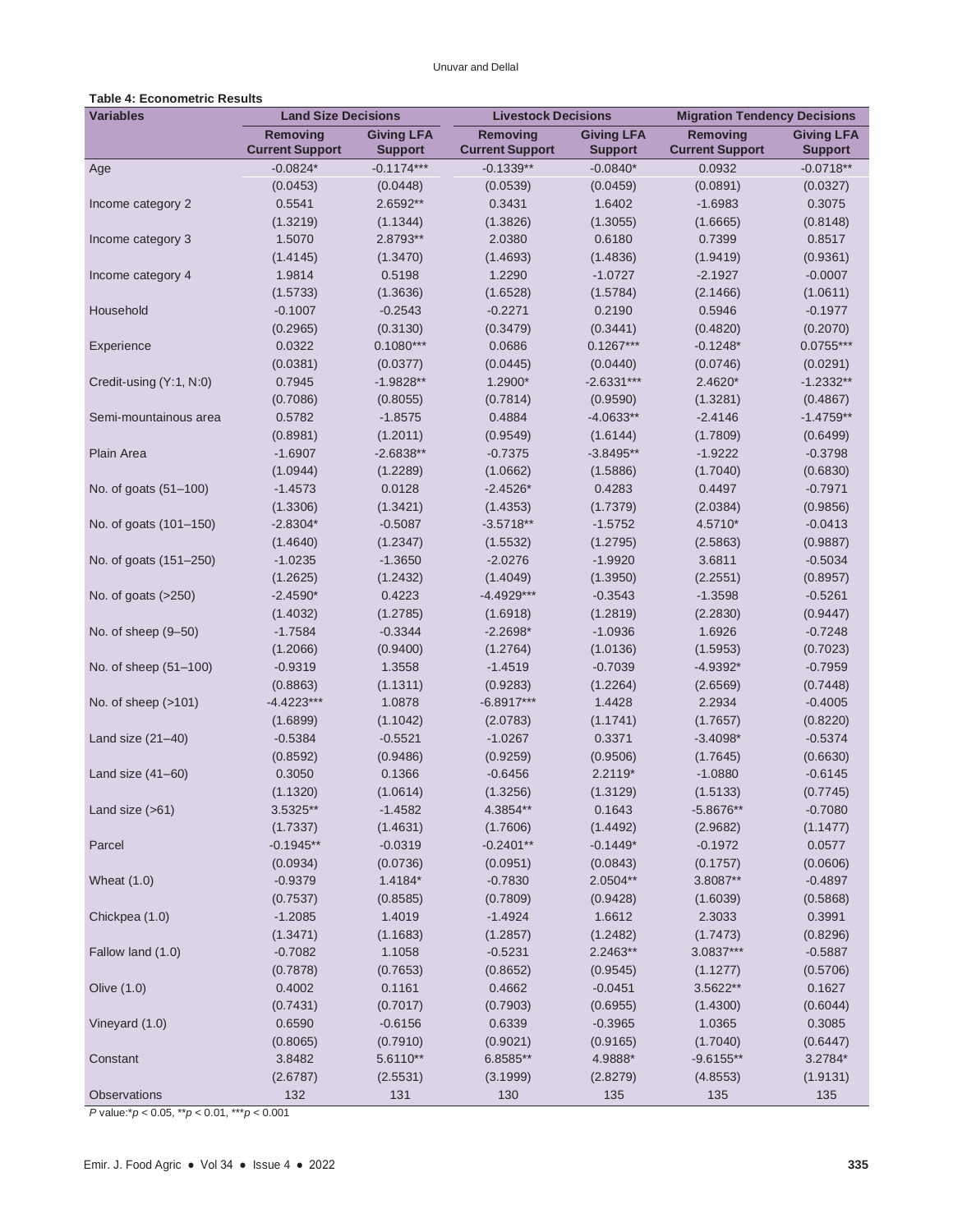**Table 4: Econometric Results**

| Variables | Land Size Decisions | | Livestock Decisions | | Migration Tendency Decisions | |
|---|---|---|---|---|---|---|
| | Removing Current Support | Giving LFA Support | Removing Current Support | Giving LFA Support | Removing Current Support | Giving LFA Support |
| Age | -0.0824* | -0.1174*** | -0.1339** | -0.0840* | 0.0932 | -0.0718** |
| | (0.0453) | (0.0448) | (0.0539) | (0.0459) | (0.0891) | (0.0327) |
| Income category 2 | 0.5541 | 2.6592** | 0.3431 | 1.6402 | -1.6983 | 0.3075 |
| | (1.3219) | (1.1344) | (1.3826) | (1.3055) | (1.6665) | (0.8148) |
| Income category 3 | 1.5070 | 2.8793** | 2.0380 | 0.6180 | 0.7399 | 0.8517 |
| | (1.4145) | (1.3470) | (1.4693) | (1.4836) | (1.9419) | (0.9361) |
| Income category 4 | 1.9814 | 0.5198 | 1.2290 | -1.0727 | -2.1927 | -0.0007 |
| | (1.5733) | (1.3636) | (1.6528) | (1.5784) | (2.1466) | (1.0611) |
| Household | -0.1007 | -0.2543 | -0.2271 | 0.2190 | 0.5946 | -0.1977 |
| | (0.2965) | (0.3130) | (0.3479) | (0.3441) | (0.4820) | (0.2070) |
| Experience | 0.0322 | 0.1080*** | 0.0686 | 0.1267*** | -0.1248* | 0.0755*** |
| | (0.0381) | (0.0377) | (0.0445) | (0.0440) | (0.0746) | (0.0291) |
| Credit-using (Y:1, N:0) | 0.7945 | -1.9828** | 1.2900* | -2.6331*** | 2.4620* | -1.2332** |
| | (0.7086) | (0.8055) | (0.7814) | (0.9590) | (1.3281) | (0.4867) |
| Semi-mountainous area | 0.5782 | -1.8575 | 0.4884 | -4.0633** | -2.4146 | -1.4759** |
| | (0.8981) | (1.2011) | (0.9549) | (1.6144) | (1.7809) | (0.6499) |
| Plain Area | -1.6907 | -2.6838** | -0.7375 | -3.8495** | -1.9222 | -0.3798 |
| | (1.0944) | (1.2289) | (1.0662) | (1.5886) | (1.7040) | (0.6830) |
| No. of goats (51–100) | -1.4573 | 0.0128 | -2.4526* | 0.4283 | 0.4497 | -0.7971 |
| | (1.3306) | (1.3421) | (1.4353) | (1.7379) | (2.0384) | (0.9856) |
| No. of goats (101–150) | -2.8304* | -0.5087 | -3.5718** | -1.5752 | 4.5710* | -0.0413 |
| | (1.4640) | (1.2347) | (1.5532) | (1.2795) | (2.5863) | (0.9887) |
| No. of goats (151–250) | -1.0235 | -1.3650 | -2.0276 | -1.9920 | 3.6811 | -0.5034 |
| | (1.2625) | (1.2432) | (1.4049) | (1.3950) | (2.2551) | (0.8957) |
| No. of goats (>250) | -2.4590* | 0.4223 | -4.4929*** | -0.3543 | -1.3598 | -0.5261 |
| | (1.4032) | (1.2785) | (1.6918) | (1.2819) | (2.2830) | (0.9447) |
| No. of sheep (9–50) | -1.7584 | -0.3344 | -2.2698* | -1.0936 | 1.6926 | -0.7248 |
| | (1.2066) | (0.9400) | (1.2764) | (1.0136) | (1.5953) | (0.7023) |
| No. of sheep (51–100) | -0.9319 | 1.3558 | -1.4519 | -0.7039 | -4.9392* | -0.7959 |
| | (0.8863) | (1.1311) | (0.9283) | (1.2264) | (2.6569) | (0.7448) |
| No. of sheep (>101) | -4.4223*** | 1.0878 | -6.8917*** | 1.4428 | 2.2934 | -0.4005 |
| | (1.6899) | (1.1042) | (2.0783) | (1.1741) | (1.7657) | (0.8220) |
| Land size (21–40) | -0.5384 | -0.5521 | -1.0267 | 0.3371 | -3.4098* | -0.5374 |
| | (0.8592) | (0.9486) | (0.9259) | (0.9506) | (1.7645) | (0.6630) |
| Land size (41–60) | 0.3050 | 0.1366 | -0.6456 | 2.2119* | -1.0880 | -0.6145 |
| | (1.1320) | (1.0614) | (1.3256) | (1.3129) | (1.5133) | (0.7745) |
| Land size (>61) | 3.5325** | -1.4582 | 4.3854** | 0.1643 | -5.8676** | -0.7080 |
| | (1.7337) | (1.4631) | (1.7606) | (1.4492) | (2.9682) | (1.1477) |
| Parcel | -0.1945** | -0.0319 | -0.2401** | -0.1449* | -0.1972 | 0.0577 |
| | (0.0934) | (0.0736) | (0.0951) | (0.0843) | (0.1757) | (0.0606) |
| Wheat (1.0) | -0.9379 | 1.4184* | -0.7830 | 2.0504** | 3.8087** | -0.4897 |
| | (0.7537) | (0.8585) | (0.7809) | (0.9428) | (1.6039) | (0.5868) |
| Chickpea (1.0) | -1.2085 | 1.4019 | -1.4924 | 1.6612 | 2.3033 | 0.3991 |
| | (1.3471) | (1.1683) | (1.2857) | (1.2482) | (1.7473) | (0.8296) |
| Fallow land (1.0) | -0.7082 | 1.1058 | -0.5231 | 2.2463** | 3.0837*** | -0.5887 |
| | (0.7878) | (0.7653) | (0.8652) | (0.9545) | (1.1277) | (0.5706) |
| Olive (1.0) | 0.4002 | 0.1161 | 0.4662 | -0.0451 | 3.5622** | 0.1627 |
| | (0.7431) | (0.7017) | (0.7903) | (0.6955) | (1.4300) | (0.6044) |
| Vineyard (1.0) | 0.6590 | -0.6156 | 0.6339 | -0.3965 | 1.0365 | 0.3085 |
| | (0.8065) | (0.7910) | (0.9021) | (0.9165) | (1.7040) | (0.6447) |
| Constant | 3.8482 | 5.6110** | 6.8585** | 4.9888* | -9.6155** | 3.2784* |
| | (2.6787) | (2.5531) | (3.1999) | (2.8279) | (4.8553) | (1.9131) |
| Observations | 132 | 131 | 130 | 135 | 135 | 135 |

*P* value:\**p* < 0.05, \*\**p* < 0.01, \*\*\**p* < 0.001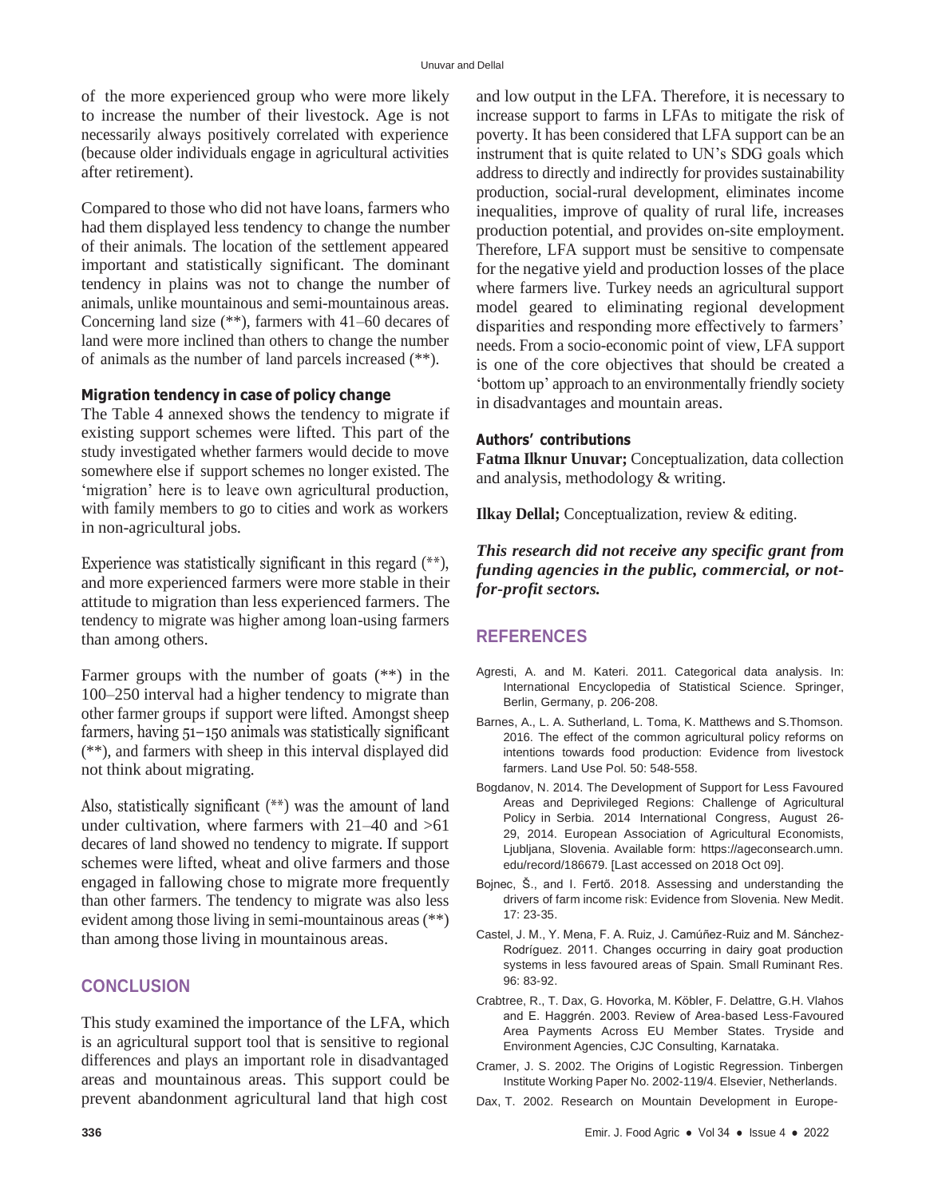of the more experienced group who were more likely to increase the number of their livestock. Age is not necessarily always positively correlated with experience (because older individuals engage in agricultural activities after retirement).

Compared to those who did not have loans, farmers who had them displayed less tendency to change the number of their animals. The location of the settlement appeared important and statistically significant. The dominant tendency in plains was not to change the number of animals, unlike mountainous and semi-mountainous areas. Concerning land size (**), farmers with 41–60 decares of land were more inclined than others to change the number of animals as the number of land parcels increased (**).

### Migration tendency in case of policy change

The Table 4 annexed shows the tendency to migrate if existing support schemes were lifted. This part of the study investigated whether farmers would decide to move somewhere else if support schemes no longer existed. The 'migration' here is to leave own agricultural production, with family members to go to cities and work as workers in non-agricultural jobs.

Experience was statistically significant in this regard (**), and more experienced farmers were more stable in their attitude to migration than less experienced farmers. The tendency to migrate was higher among loan-using farmers than among others.

Farmer groups with the number of goats (**) in the 100–250 interval had a higher tendency to migrate than other farmer groups if support were lifted. Amongst sheep farmers, having 51–150 animals was statistically significant (**), and farmers with sheep in this interval displayed did not think about migrating.

Also, statistically significant (**) was the amount of land under cultivation, where farmers with 21–40 and >61 decares of land showed no tendency to migrate. If support schemes were lifted, wheat and olive farmers and those engaged in fallowing chose to migrate more frequently than other farmers. The tendency to migrate was also less evident among those living in semi-mountainous areas (**) than among those living in mountainous areas.

## CONCLUSION

This study examined the importance of the LFA, which is an agricultural support tool that is sensitive to regional differences and plays an important role in disadvantaged areas and mountainous areas. This support could be prevent abandonment agricultural land that high cost and low output in the LFA. Therefore, it is necessary to increase support to farms in LFAs to mitigate the risk of poverty. It has been considered that LFA support can be an instrument that is quite related to UN's SDG goals which address to directly and indirectly for provides sustainability production, social-rural development, eliminates income inequalities, improve of quality of rural life, increases production potential, and provides on-site employment. Therefore, LFA support must be sensitive to compensate for the negative yield and production losses of the place where farmers live. Turkey needs an agricultural support model geared to eliminating regional development disparities and responding more effectively to farmers' needs. From a socio-economic point of view, LFA support is one of the core objectives that should be created a 'bottom up' approach to an environmentally friendly society in disadvantages and mountain areas.

### Authors' contributions

**Fatma Ilknur Unuvar;** Conceptualization, data collection and analysis, methodology & writing.

**Ilkay Dellal;** Conceptualization, review & editing.

***This research did not receive any specific grant from funding agencies in the public, commercial, or not-for-profit sectors.***

## REFERENCES

Agresti, A. and M. Kateri. 2011. Categorical data analysis. In: International Encyclopedia of Statistical Science. Springer, Berlin, Germany, p. 206-208.

Barnes, A., L. A. Sutherland, L. Toma, K. Matthews and S.Thomson. 2016. The effect of the common agricultural policy reforms on intentions towards food production: Evidence from livestock farmers. Land Use Pol. 50: 548-558.

Bogdanov, N. 2014. The Development of Support for Less Favoured Areas and Deprivileged Regions: Challenge of Agricultural Policy in Serbia. 2014 International Congress, August 26-29, 2014. European Association of Agricultural Economists, Ljubljana, Slovenia. Available form: https://ageconsearch.umn.edu/record/186679. [Last accessed on 2018 Oct 09].

Bojnec, Š., and I. Fertő. 2018. Assessing and understanding the drivers of farm income risk: Evidence from Slovenia. New Medit. 17: 23-35.

Castel, J. M., Y. Mena, F. A. Ruiz, J. Camúñez-Ruiz and M. Sánchez-Rodríguez. 2011. Changes occurring in dairy goat production systems in less favoured areas of Spain. Small Ruminant Res. 96: 83-92.

Crabtree, R., T. Dax, G. Hovorka, M. Köbler, F. Delattre, G.H. Vlahos and E. Haggrén. 2003. Review of Area-based Less-Favoured Area Payments Across EU Member States. Tryside and Environment Agencies, CJC Consulting, Karnataka.

Cramer, J. S. 2002. The Origins of Logistic Regression. Tinbergen Institute Working Paper No. 2002-119/4. Elsevier, Netherlands.

Dax, T. 2002. Research on Mountain Development in Europe-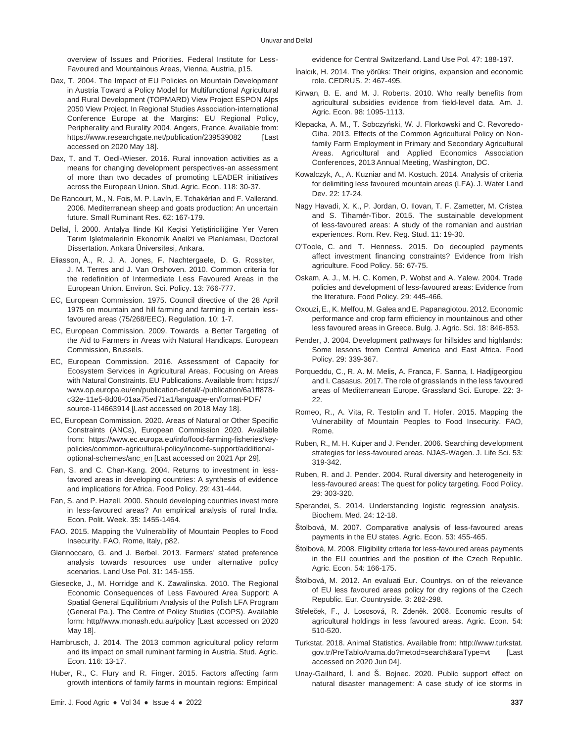overview of Issues and Priorities. Federal Institute for Less-Favoured and Mountainous Areas, Vienna, Austria, p15.

Dax, T. 2004. The Impact of EU Policies on Mountain Development in Austria Toward a Policy Model for Multifunctional Agricultural and Rural Development (TOPMARD) View Project ESPON Alps 2050 View Project. In Regional Studies Association-international Conference Europe at the Margins: EU Regional Policy, Peripherality and Rurality 2004, Angers, France. Available from: https://www.researchgate.net/publication/239539082 [Last accessed on 2020 May 18].

Dax, T. and T. Oedl-Wieser. 2016. Rural innovation activities as a means for changing development perspectives-an assessment of more than two decades of promoting LEADER initiatives across the European Union. Stud. Agric. Econ. 118: 30-37.

De Rancourt, M., N. Fois, M. P. Lavín, E. Tchakérian and F. Vallerand. 2006. Mediterranean sheep and goats production: An uncertain future. Small Ruminant Res. 62: 167-179.

Dellal, İ. 2000. Antalya Ilinde Kıl Keçisi Yetiştiriciliğine Yer Veren Tarım Işletmelerinin Ekonomik Analizi ve Planlaması, Doctoral Dissertation. Ankara Üniversitesi, Ankara.

Eliasson, Å., R. J. A. Jones, F. Nachtergaele, D. G. Rossiter, J. M. Terres and J. Van Orshoven. 2010. Common criteria for the redefinition of Intermediate Less Favoured Areas in the European Union. Environ. Sci. Policy. 13: 766-777.

EC, European Commission. 1975. Council directive of the 28 April 1975 on mountain and hill farming and farming in certain less-favoured areas (75/268/EEC). Regulation. 10: 1-7.

EC, European Commission. 2009. Towards a Better Targeting of the Aid to Farmers in Areas with Natural Handicaps. European Commission, Brussels.

EC, European Commission. 2016. Assessment of Capacity for Ecosystem Services in Agricultural Areas, Focusing on Areas with Natural Constraints. EU Publications. Available from: https://www.op.europa.eu/en/publication-detail/-/publication/6a1ff878-c32e-11e5-8d08-01aa75ed71a1/language-en/format-PDF/source-114663914 [Last accessed on 2018 May 18].

EC, European Commission. 2020. Areas of Natural or Other Specific Constraints (ANCs), European Commission 2020. Available from: https://www.ec.europa.eu/info/food-farming-fisheries/key-policies/common-agricultural-policy/income-support/additional-optional-schemes/anc_en [Last accessed on 2021 Apr 29].

Fan, S. and C. Chan-Kang. 2004. Returns to investment in less-favored areas in developing countries: A synthesis of evidence and implications for Africa. Food Policy. 29: 431-444.

Fan, S. and P. Hazell. 2000. Should developing countries invest more in less-favoured areas? An empirical analysis of rural India. Econ. Polit. Week. 35: 1455-1464.

FAO. 2015. Mapping the Vulnerability of Mountain Peoples to Food Insecurity. FAO, Rome, Italy, p82.

Giannoccaro, G. and J. Berbel. 2013. Farmers' stated preference analysis towards resources use under alternative policy scenarios. Land Use Pol. 31: 145-155.

Giesecke, J., M. Horridge and K. Zawalinska. 2010. The Regional Economic Consequences of Less Favoured Area Support: A Spatial General Equilibrium Analysis of the Polish LFA Program (General Pa.). The Centre of Policy Studies (COPS). Available form: http//www.monash.edu.au/policy [Last accessed on 2020 May 18].

Hambrusch, J. 2014. The 2013 common agricultural policy reform and its impact on small ruminant farming in Austria. Stud. Agric. Econ. 116: 13-17.

Huber, R., C. Flury and R. Finger. 2015. Factors affecting farm growth intentions of family farms in mountain regions: Empirical evidence for Central Switzerland. Land Use Pol. 47: 188-197.

İnalcık, H. 2014. The yörüks: Their origins, expansion and economic role. CEDRUS. 2: 467-495.

Kirwan, B. E. and M. J. Roberts. 2010. Who really benefits from agricultural subsidies evidence from field-level data. Am. J. Agric. Econ. 98: 1095-1113.

Klepacka, A. M., T. Sobczyński, W. J. Florkowski and C. Revoredo-Giha. 2013. Effects of the Common Agricultural Policy on Non-family Farm Employment in Primary and Secondary Agricultural Areas. Agricultural and Applied Economics Association Conferences, 2013 Annual Meeting, Washington, DC.

Kowalczyk, A., A. Kuzniar and M. Kostuch. 2014. Analysis of criteria for delimiting less favoured mountain areas (LFA). J. Water Land Dev. 22: 17-24.

Nagy Havadi, X. K., P. Jordan, O. Ilovan, T. F. Zametter, M. Cristea and S. Tihamér-Tibor. 2015. The sustainable development of less-favoured areas: A study of the romanian and austrian experiences. Rom. Rev. Reg. Stud. 11: 19-30.

O'Toole, C. and T. Henness. 2015. Do decoupled payments affect investment financing constraints? Evidence from Irish agriculture. Food Policy. 56: 67-75.

Oskam, A. J., M. H. C. Komen, P. Wobst and A. Yalew. 2004. Trade policies and development of less-favoured areas: Evidence from the literature. Food Policy. 29: 445-466.

Oxouzi, E., K. Melfou, M. Galea and E. Papanagiotou. 2012. Economic performance and crop farm efficiency in mountainous and other less favoured areas in Greece. Bulg. J. Agric. Sci. 18: 846-853.

Pender, J. 2004. Development pathways for hillsides and highlands: Some lessons from Central America and East Africa. Food Policy. 29: 339-367.

Porqueddu, C., R. A. M. Melis, A. Franca, F. Sanna, I. Hadjigeorgiou and I. Casasus. 2017. The role of grasslands in the less favoured areas of Mediterranean Europe. Grassland Sci. Europe. 22: 3-22.

Romeo, R., A. Vita, R. Testolin and T. Hofer. 2015. Mapping the Vulnerability of Mountain Peoples to Food Insecurity. FAO, Rome.

Ruben, R., M. H. Kuiper and J. Pender. 2006. Searching development strategies for less-favoured areas. NJAS-Wagen. J. Life Sci. 53: 319-342.

Ruben, R. and J. Pender. 2004. Rural diversity and heterogeneity in less-favoured areas: The quest for policy targeting. Food Policy. 29: 303-320.

Sperandei, S. 2014. Understanding logistic regression analysis. Biochem. Med. 24: 12-18.

Štolbová, M. 2007. Comparative analysis of less-favoured areas payments in the EU states. Agric. Econ. 53: 455-465.

Štolbová, M. 2008. Eligibility criteria for less-favoured areas payments in the EU countries and the position of the Czech Republic. Agric. Econ. 54: 166-175.

Štolbová, M. 2012. An evaluati Eur. Countrys. on of the relevance of EU less favoured areas policy for dry regions of the Czech Republic. Eur. Countryside. 3: 282-298.

Střeleček, F., J. Lososová, R. Zdeněk. 2008. Economic results of agricultural holdings in less favoured areas. Agric. Econ. 54: 510-520.

Turkstat. 2018. Animal Statistics. Available from: http://www.turkstat.gov.tr/PreTabloArama.do?metod=search&araType=vt [Last accessed on 2020 Jun 04].

Unay-Gailhard, İ. and Š. Bojnec. 2020. Public support effect on natural disaster management: A case study of ice storms in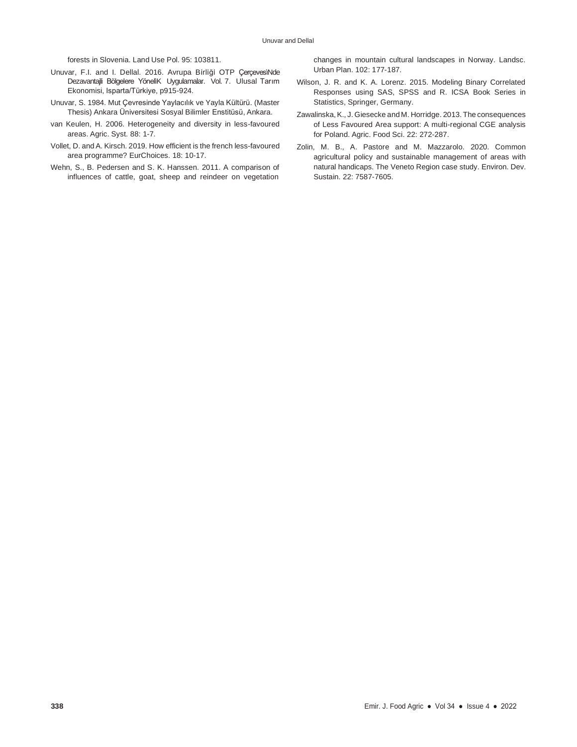forests in Slovenia. Land Use Pol. 95: 103811.

Unuvar, F.I. and I. Dellal. 2016. Avrupa Birliği OTP ÇerçevesiNde Dezavantajli Bölgelere YöneliK Uygulamalar. Vol. 7. Ulusal Tarım Ekonomisi, Isparta/Türkiye, p915-924.

Unuvar, S. 1984. Mut Çevresinde Yaylacılık ve Yayla Kültürü. (Master Thesis) Ankara Üniversitesi Sosyal Bilimler Enstitüsü, Ankara.

van Keulen, H. 2006. Heterogeneity and diversity in less-favoured areas. Agric. Syst. 88: 1-7.

Vollet, D. and A. Kirsch. 2019. How efficient is the french less-favoured area programme? EurChoices. 18: 10-17.

Wehn, S., B. Pedersen and S. K. Hanssen. 2011. A comparison of influences of cattle, goat, sheep and reindeer on vegetation changes in mountain cultural landscapes in Norway. Landsc. Urban Plan. 102: 177-187.

Wilson, J. R. and K. A. Lorenz. 2015. Modeling Binary Correlated Responses using SAS, SPSS and R. ICSA Book Series in Statistics, Springer, Germany.

Zawalinska, K., J. Giesecke and M. Horridge. 2013. The consequences of Less Favoured Area support: A multi-regional CGE analysis for Poland. Agric. Food Sci. 22: 272-287.

Zolin, M. B., A. Pastore and M. Mazzarolo. 2020. Common agricultural policy and sustainable management of areas with natural handicaps. The Veneto Region case study. Environ. Dev. Sustain. 22: 7587-7605.